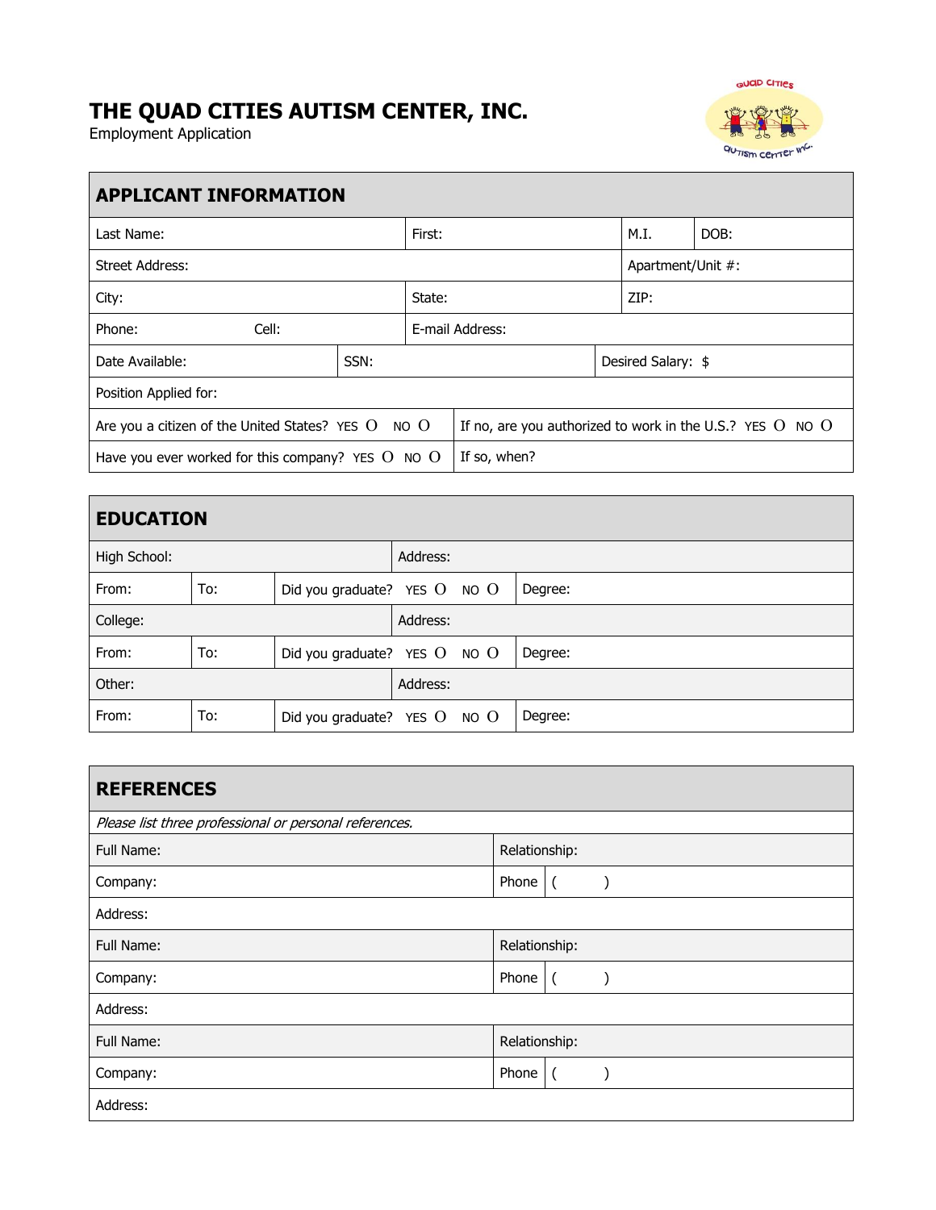# THE QUAD CITIES AUTISM CENTER, INC.

Employment Application

## APPLICANT INFORMATION

| | | | |
|---|---|---|---|
| Last Name: | First: | M.I. | DOB: |
| Street Address: | | Apartment/Unit #: | |
| City: | State: | ZIP: | |
| Phone: Cell: | E-mail Address: | | |
| Date Available: | SSN: | Desired Salary: $ | |
| Position Applied for: | | | |
| Are you a citizen of the United States? YES O NO O | If no, are you authorized to work in the U.S.? YES O NO O | | |
| Have you ever worked for this company? YES O NO O | If so, when? | | |

## EDUCATION

| | | | |
|---|---|---|---|
| High School: | | Address: | |
| From: | To: | Did you graduate? YES O NO O | Degree: |
| College: | | Address: | |
| From: | To: | Did you graduate? YES O NO O | Degree: |
| Other: | | Address: | |
| From: | To: | Did you graduate? YES O NO O | Degree: |

## REFERENCES

*Please list three professional or personal references.*

| | | |
|---|---|---|
| Full Name: | Relationship: | |
| Company: | Phone | ( ) |
| Address: | | |
| Full Name: | Relationship: | |
| Company: | Phone | ( ) |
| Address: | | |
| Full Name: | Relationship: | |
| Company: | Phone | ( ) |
| Address: | | |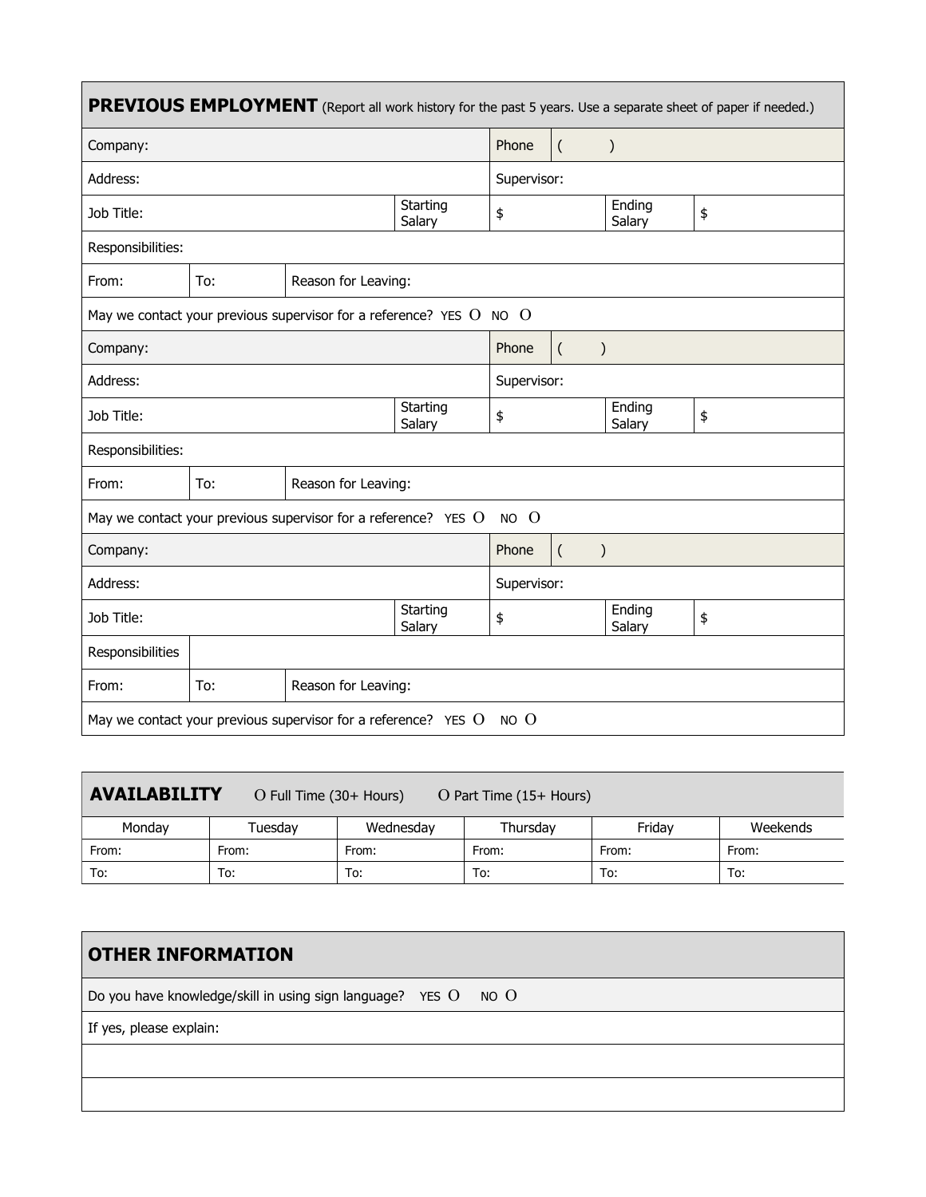## PREVIOUS EMPLOYMENT (Report all work history for the past 5 years. Use a separate sheet of paper if needed.)

| | | | | | | |
|---|---|---|---|---|---|---|
| Company: | | | | Phone | ( ) | |
| Address: | | | | Supervisor: | | |
| Job Title: | | | Starting Salary | $ | Ending Salary | $ |
| Responsibilities: | | | | | | |
| From: | To: | Reason for Leaving: | | | | |
| May we contact your previous supervisor for a reference? YES O NO O | | | | | | |
| Company: | | | | Phone | ( ) | |
| Address: | | | | Supervisor: | | |
| Job Title: | | | Starting Salary | $ | Ending Salary | $ |
| Responsibilities: | | | | | | |
| From: | To: | Reason for Leaving: | | | | |
| May we contact your previous supervisor for a reference? YES O NO O | | | | | | |
| Company: | | | | Phone | ( ) | |
| Address: | | | | Supervisor: | | |
| Job Title: | | | Starting Salary | $ | Ending Salary | $ |
| Responsibilities | | | | | | |
| From: | To: | Reason for Leaving: | | | | |
| May we contact your previous supervisor for a reference? YES O NO O | | | | | | |

## AVAILABILITY O Full Time (30+ Hours) O Part Time (15+ Hours)

| Monday | Tuesday | Wednesday | Thursday | Friday | Weekends |
|---|---|---|---|---|---|
| From: | From: | From: | From: | From: | From: |
| To: | To: | To: | To: | To: | To: |

## OTHER INFORMATION

Do you have knowledge/skill in using sign language? YES O NO O

If yes, please explain: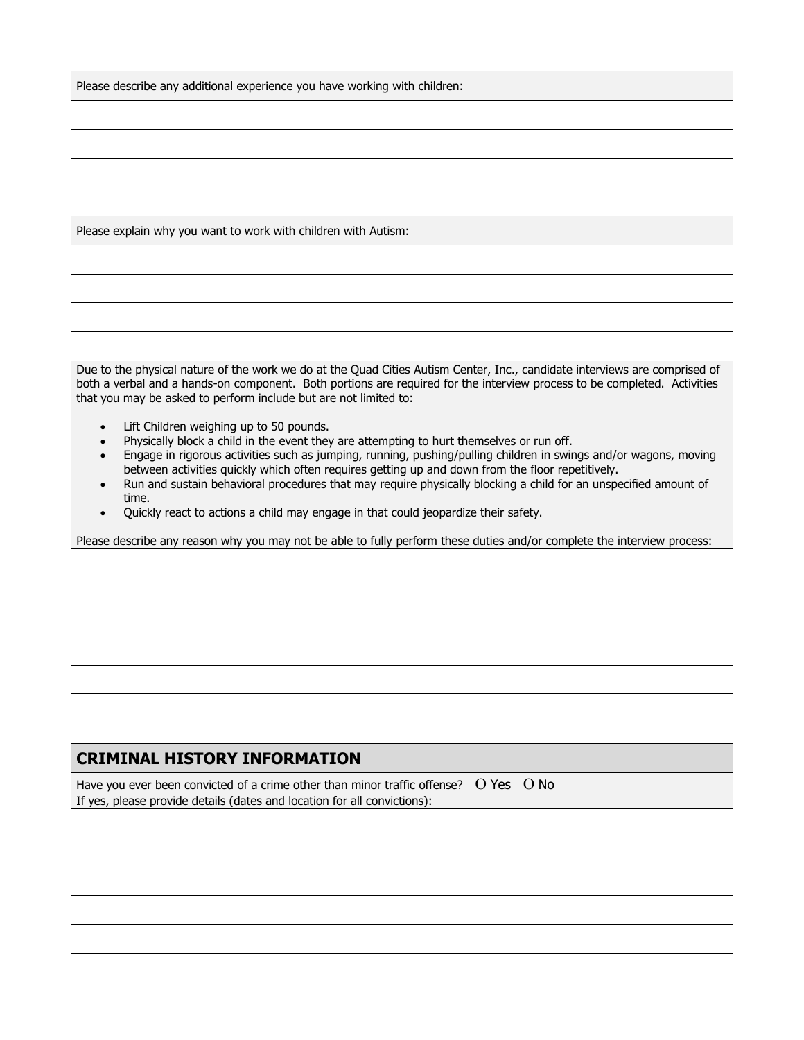Please describe any additional experience you have working with children:

Please explain why you want to work with children with Autism:

Due to the physical nature of the work we do at the Quad Cities Autism Center, Inc., candidate interviews are comprised of both a verbal and a hands-on component. Both portions are required for the interview process to be completed. Activities that you may be asked to perform include but are not limited to:

- Lift Children weighing up to 50 pounds.
- Physically block a child in the event they are attempting to hurt themselves or run off.
- Engage in rigorous activities such as jumping, running, pushing/pulling children in swings and/or wagons, moving between activities quickly which often requires getting up and down from the floor repetitively.
- Run and sustain behavioral procedures that may require physically blocking a child for an unspecified amount of time.
- Quickly react to actions a child may engage in that could jeopardize their safety.

Please describe any reason why you may not be able to fully perform these duties and/or complete the interview process:

## CRIMINAL HISTORY INFORMATION

Have you ever been convicted of a crime other than minor traffic offense? O Yes O No

If yes, please provide details (dates and location for all convictions):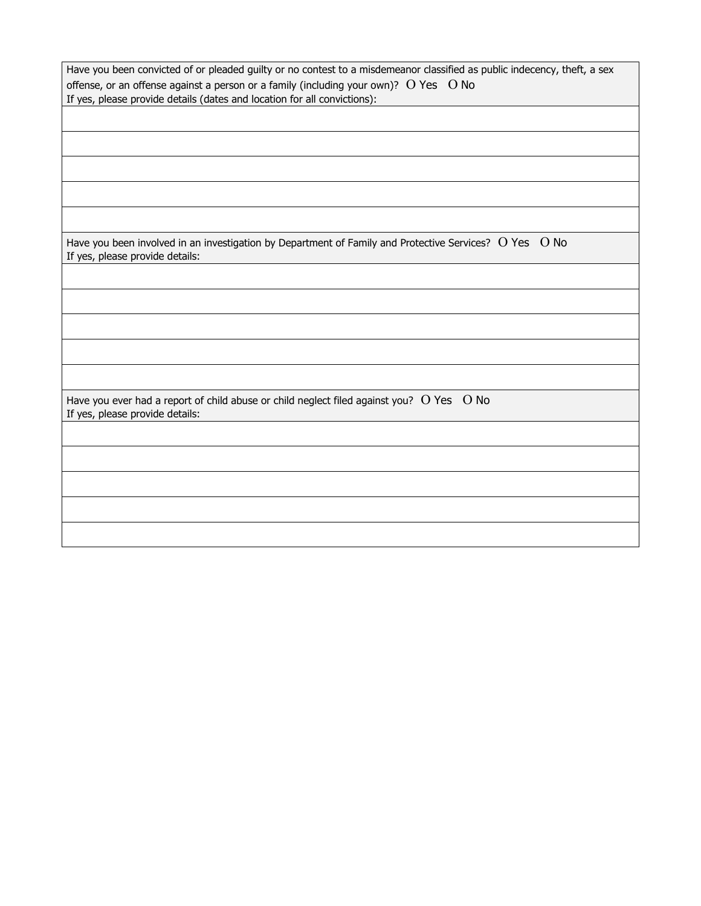Have you been convicted of or pleaded guilty or no contest to a misdemeanor classified as public indecency, theft, a sex offense, or an offense against a person or a family (including your own)? O Yes O No

If yes, please provide details (dates and location for all convictions):

| |
|---|
| |
| |
| |
| |
| |

Have you been involved in an investigation by Department of Family and Protective Services? O Yes O No

If yes, please provide details:

| |
|---|
| |
| |
| |
| |
| |

Have you ever had a report of child abuse or child neglect filed against you? O Yes O No

If yes, please provide details:

| |
|---|
| |
| |
| |
| |
| |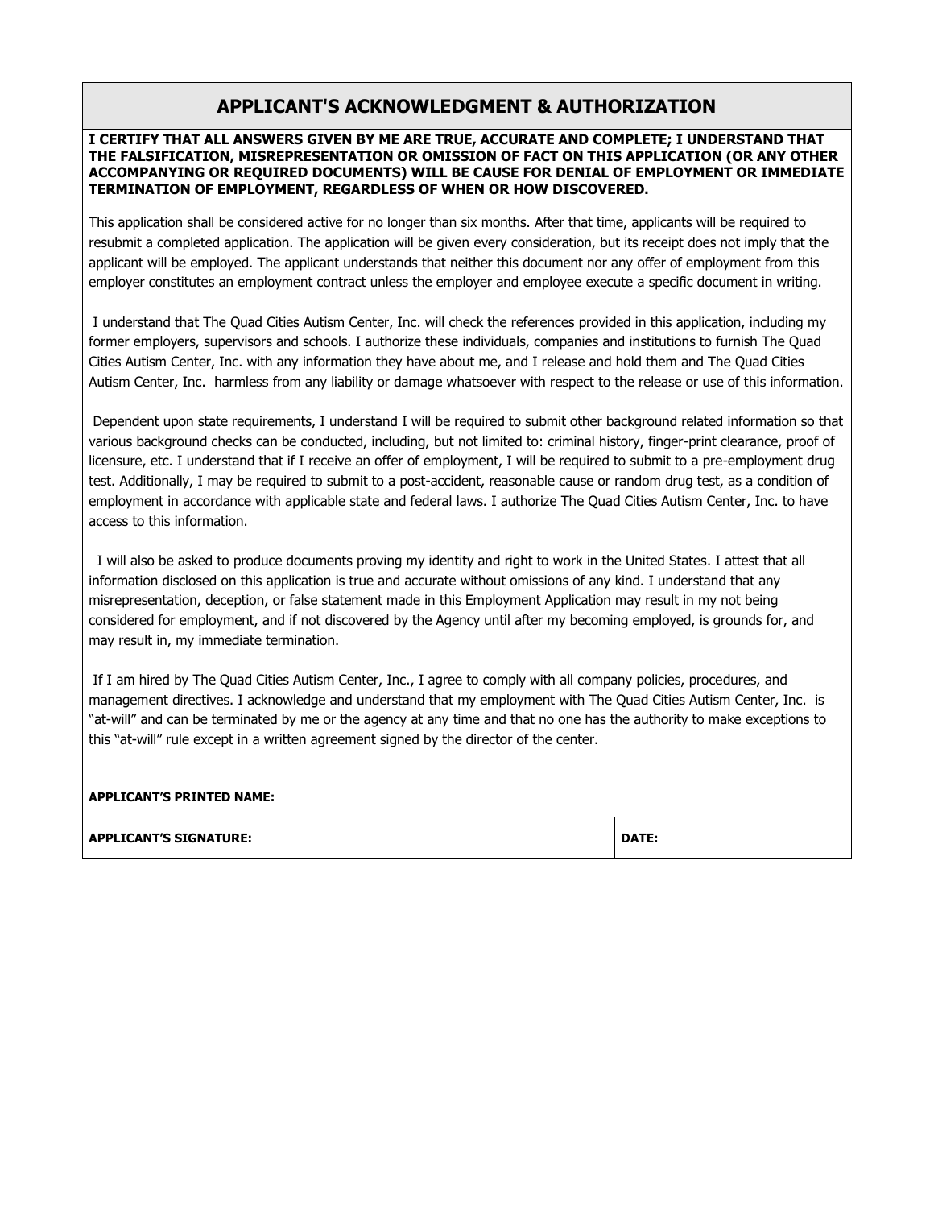## APPLICANT'S ACKNOWLEDGMENT & AUTHORIZATION

**I CERTIFY THAT ALL ANSWERS GIVEN BY ME ARE TRUE, ACCURATE AND COMPLETE; I UNDERSTAND THAT THE FALSIFICATION, MISREPRESENTATION OR OMISSION OF FACT ON THIS APPLICATION (OR ANY OTHER ACCOMPANYING OR REQUIRED DOCUMENTS) WILL BE CAUSE FOR DENIAL OF EMPLOYMENT OR IMMEDIATE TERMINATION OF EMPLOYMENT, REGARDLESS OF WHEN OR HOW DISCOVERED.**

This application shall be considered active for no longer than six months. After that time, applicants will be required to resubmit a completed application. The application will be given every consideration, but its receipt does not imply that the applicant will be employed. The applicant understands that neither this document nor any offer of employment from this employer constitutes an employment contract unless the employer and employee execute a specific document in writing.

I understand that The Quad Cities Autism Center, Inc. will check the references provided in this application, including my former employers, supervisors and schools. I authorize these individuals, companies and institutions to furnish The Quad Cities Autism Center, Inc. with any information they have about me, and I release and hold them and The Quad Cities Autism Center, Inc. harmless from any liability or damage whatsoever with respect to the release or use of this information.

Dependent upon state requirements, I understand I will be required to submit other background related information so that various background checks can be conducted, including, but not limited to: criminal history, finger-print clearance, proof of licensure, etc. I understand that if I receive an offer of employment, I will be required to submit to a pre-employment drug test. Additionally, I may be required to submit to a post-accident, reasonable cause or random drug test, as a condition of employment in accordance with applicable state and federal laws. I authorize The Quad Cities Autism Center, Inc. to have access to this information.

I will also be asked to produce documents proving my identity and right to work in the United States. I attest that all information disclosed on this application is true and accurate without omissions of any kind. I understand that any misrepresentation, deception, or false statement made in this Employment Application may result in my not being considered for employment, and if not discovered by the Agency until after my becoming employed, is grounds for, and may result in, my immediate termination.

If I am hired by The Quad Cities Autism Center, Inc., I agree to comply with all company policies, procedures, and management directives. I acknowledge and understand that my employment with The Quad Cities Autism Center, Inc. is "at-will" and can be terminated by me or the agency at any time and that no one has the authority to make exceptions to this "at-will" rule except in a written agreement signed by the director of the center.

| | |
|---|---|
| **APPLICANT'S PRINTED NAME:** | |
| **APPLICANT'S SIGNATURE:** | **DATE:** |